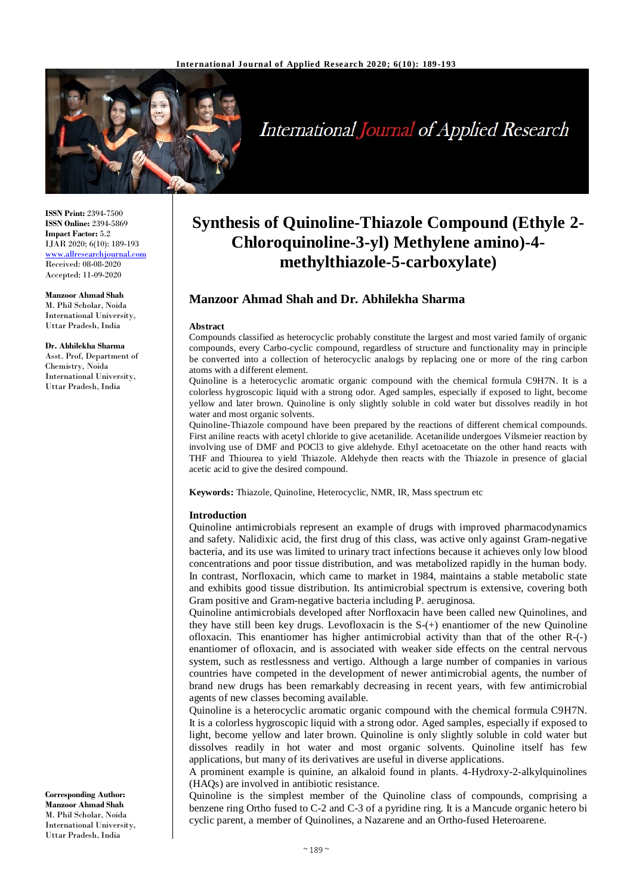**ISSN Print:** 2394-7500
**ISSN Online:** 2394-5869
**Impact Factor:** 5.2
IJAR 2020; 6(10): 189-193
www.allresearchjournal.com
Received: 08-08-2020
Accepted: 11-09-2020

**Manzoor Ahmad Shah**
M. Phil Scholar, Noida International University, Uttar Pradesh, India

**Dr. Abhilekha Sharma**
Asst. Prof, Department of Chemistry, Noida International University, Uttar Pradesh, India

**Corresponding Author:**
**Manzoor Ahmad Shah**
M. Phil Scholar, Noida International University, Uttar Pradesh, India

# Synthesis of Quinoline-Thiazole Compound (Ethyle 2-Chloroquinoline-3-yl) Methylene amino)-4-methylthiazole-5-carboxylate)

## Manzoor Ahmad Shah and Dr. Abhilekha Sharma

### Abstract

Compounds classified as heterocyclic probably constitute the largest and most varied family of organic compounds, every Carbo-cyclic compound, regardless of structure and functionality may in principle be converted into a collection of heterocyclic analogs by replacing one or more of the ring carbon atoms with a different element.

Quinoline is a heterocyclic aromatic organic compound with the chemical formula $C_9H_7N$. It is a colorless hygroscopic liquid with a strong odor. Aged samples, especially if exposed to light, become yellow and later brown. Quinoline is only slightly soluble in cold water but dissolves readily in hot water and most organic solvents.

Quinoline-Thiazole compound have been prepared by the reactions of different chemical compounds. First aniline reacts with acetyl chloride to give acetanilide. Acetanilide undergoes Vilsmeier reaction by involving use of DMF and $POCl_3$ to give aldehyde. Ethyl acetoacetate on the other hand reacts with THF and Thiourea to yield Thiazole. Aldehyde then reacts with the Thiazole in presence of glacial acetic acid to give the desired compound.

**Keywords:** Thiazole, Quinoline, Heterocyclic, NMR, IR, Mass spectrum etc

### Introduction

Quinoline antimicrobials represent an example of drugs with improved pharmacodynamics and safety. Nalidixic acid, the first drug of this class, was active only against Gram-negative bacteria, and its use was limited to urinary tract infections because it achieves only low blood concentrations and poor tissue distribution, and was metabolized rapidly in the human body. In contrast, Norfloxacin, which came to market in 1984, maintains a stable metabolic state and exhibits good tissue distribution. Its antimicrobial spectrum is extensive, covering both Gram positive and Gram-negative bacteria including P. aeruginosa.

Quinoline antimicrobials developed after Norfloxacin have been called new Quinolines, and they have still been key drugs. Levofloxacin is the S-(+) enantiomer of the new Quinoline ofloxacin. This enantiomer has higher antimicrobial activity than that of the other R-(-) enantiomer of ofloxacin, and is associated with weaker side effects on the central nervous system, such as restlessness and vertigo. Although a large number of companies in various countries have competed in the development of newer antimicrobial agents, the number of brand new drugs has been remarkably decreasing in recent years, with few antimicrobial agents of new classes becoming available.

Quinoline is a heterocyclic aromatic organic compound with the chemical formula $C_9H_7N$. It is a colorless hygroscopic liquid with a strong odor. Aged samples, especially if exposed to light, become yellow and later brown. Quinoline is only slightly soluble in cold water but dissolves readily in hot water and most organic solvents. Quinoline itself has few applications, but many of its derivatives are useful in diverse applications.

A prominent example is quinine, an alkaloid found in plants. 4-Hydroxy-2-alkylquinolines (HAQs) are involved in antibiotic resistance.

Quinoline is the simplest member of the Quinoline class of compounds, comprising a benzene ring Ortho fused to C-2 and C-3 of a pyridine ring. It is a Mancude organic hetero bi cyclic parent, a member of Quinolines, a Nazarene and an Ortho-fused Heteroarene.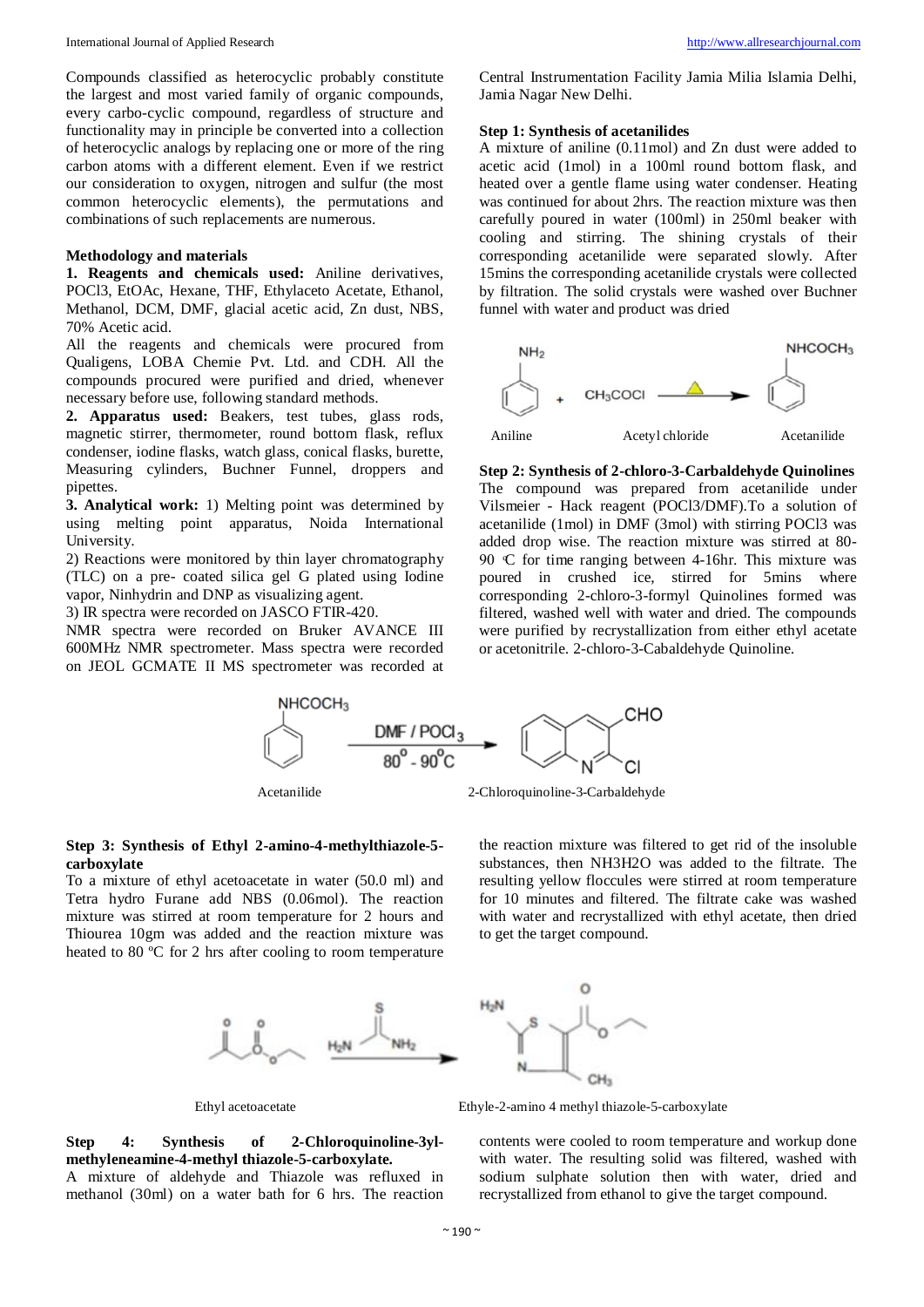Compounds classified as heterocyclic probably constitute the largest and most varied family of organic compounds, every carbo-cyclic compound, regardless of structure and functionality may in principle be converted into a collection of heterocyclic analogs by replacing one or more of the ring carbon atoms with a different element. Even if we restrict our consideration to oxygen, nitrogen and sulfur (the most common heterocyclic elements), the permutations and combinations of such replacements are numerous.

## Methodology and materials

**1. Reagents and chemicals used:** Aniline derivatives, POCl3, EtOAc, Hexane, THF, Ethylaceto Acetate, Ethanol, Methanol, DCM, DMF, glacial acetic acid, Zn dust, NBS, 70% Acetic acid.

All the reagents and chemicals were procured from Qualigens, LOBA Chemie Pvt. Ltd. and CDH. All the compounds procured were purified and dried, whenever necessary before use, following standard methods.

**2. Apparatus used:** Beakers, test tubes, glass rods, magnetic stirrer, thermometer, round bottom flask, reflux condenser, iodine flasks, watch glass, conical flasks, burette, Measuring cylinders, Buchner Funnel, droppers and pipettes.

**3. Analytical work:** 1) Melting point was determined by using melting point apparatus, Noida International University.

2) Reactions were monitored by thin layer chromatography (TLC) on a pre- coated silica gel G plated using Iodine vapor, Ninhydrin and DNP as visualizing agent.

3) IR spectra were recorded on JASCO FTIR-420.

NMR spectra were recorded on Bruker AVANCE III 600MHz NMR spectrometer. Mass spectra were recorded on JEOL GCMATE II MS spectrometer was recorded at Central Instrumentation Facility Jamia Milia Islamia Delhi, Jamia Nagar New Delhi.

### Step 1: Synthesis of acetanilides

A mixture of aniline (0.11mol) and Zn dust were added to acetic acid (1mol) in a 100ml round bottom flask, and heated over a gentle flame using water condenser. Heating was continued for about 2hrs. The reaction mixture was then carefully poured in water (100ml) in 250ml beaker with cooling and stirring. The shining crystals of their corresponding acetanilide were separated slowly. After 15mins the corresponding acetanilide crystals were collected by filtration. The solid crystals were washed over Buchner funnel with water and product was dried

Aniline + Acetyl chloride → Acetanilide

### Step 2: Synthesis of 2-chloro-3-Carbaldehyde Quinolines

The compound was prepared from acetanilide under Vilsmeier - Hack reagent (POCl3/DMF).To a solution of acetanilide (1mol) in DMF (3mol) with stirring POCl3 was added drop wise. The reaction mixture was stirred at 80-90 °C for time ranging between 4-16hr. This mixture was poured in crushed ice, stirred for 5mins where corresponding 2-chloro-3-formyl Quinolines formed was filtered, washed well with water and dried. The compounds were purified by recrystallization from either ethyl acetate or acetonitrile. 2-chloro-3-Cabaldehyde Quinoline.

Acetanilide → (DMF / $POCl_3$, 80° - 90°C) → 2-Chloroquinoline-3-Carbaldehyde

### Step 3: Synthesis of Ethyl 2-amino-4-methylthiazole-5-carboxylate

To a mixture of ethyl acetoacetate in water (50.0 ml) and Tetra hydro Furane add NBS (0.06mol). The reaction mixture was stirred at room temperature for 2 hours and Thiourea 10gm was added and the reaction mixture was heated to 80 ºC for 2 hrs after cooling to room temperature the reaction mixture was filtered to get rid of the insoluble substances, then NH3H2O was added to the filtrate. The resulting yellow floccules were stirred at room temperature for 10 minutes and filtered. The filtrate cake was washed with water and recrystallized with ethyl acetate, then dried to get the target compound.

Ethyl acetoacetate → Ethyle-2-amino 4 methyl thiazole-5-carboxylate

### Step 4: Synthesis of 2-Chloroquinoline-3yl-methyleneamine-4-methyl thiazole-5-carboxylate.

A mixture of aldehyde and Thiazole was refluxed in methanol (30ml) on a water bath for 6 hrs. The reaction contents were cooled to room temperature and workup done with water. The resulting solid was filtered, washed with sodium sulphate solution then with water, dried and recrystallized from ethanol to give the target compound.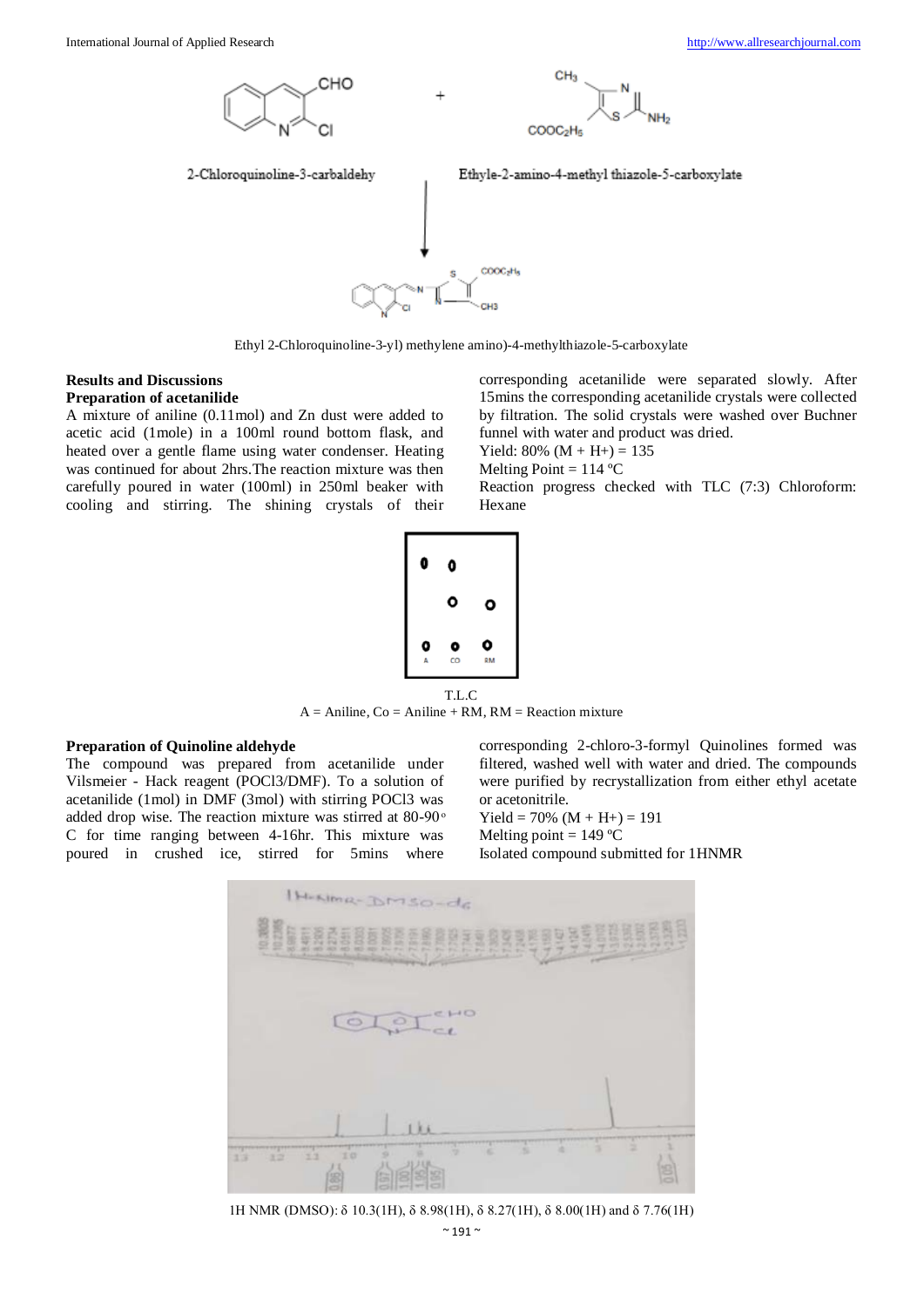2-Chloroquinoline-3-carbaldehy

Ethyle-2-amino-4-methyl thiazole-5-carboxylate

Ethyl 2-Chloroquinoline-3-yl) methylene amino)-4-methylthiazole-5-carboxylate

## Results and Discussions

### Preparation of acetanilide

A mixture of aniline (0.11mol) and Zn dust were added to acetic acid (1mole) in a 100ml round bottom flask, and heated over a gentle flame using water condenser. Heating was continued for about 2hrs.The reaction mixture was then carefully poured in water (100ml) in 250ml beaker with cooling and stirring. The shining crystals of their corresponding acetanilide were separated slowly. After 15mins the corresponding acetanilide crystals were collected by filtration. The solid crystals were washed over Buchner funnel with water and product was dried.

Yield: 80% (M + H+) = 135

Melting Point = 114 ºC

Reaction progress checked with TLC (7:3) Chloroform: Hexane

T.L.C

A = Aniline, Co = Aniline + RM, RM = Reaction mixture

### Preparation of Quinoline aldehyde

The compound was prepared from acetanilide under Vilsmeier - Hack reagent (POCl3/DMF). To a solution of acetanilide (1mol) in DMF (3mol) with stirring POCl3 was added drop wise. The reaction mixture was stirred at 80-90 ºC for time ranging between 4-16hr. This mixture was poured in crushed ice, stirred for 5mins where corresponding 2-chloro-3-formyl Quinolines formed was filtered, washed well with water and dried. The compounds were purified by recrystallization from either ethyl acetate or acetonitrile.

Yield = 70% (M + H+) = 191

Melting point = 149 ºC

Isolated compound submitted for 1HNMR

1H NMR (DMSO): δ 10.3(1H), δ 8.98(1H), δ 8.27(1H), δ 8.00(1H) and δ 7.76(1H)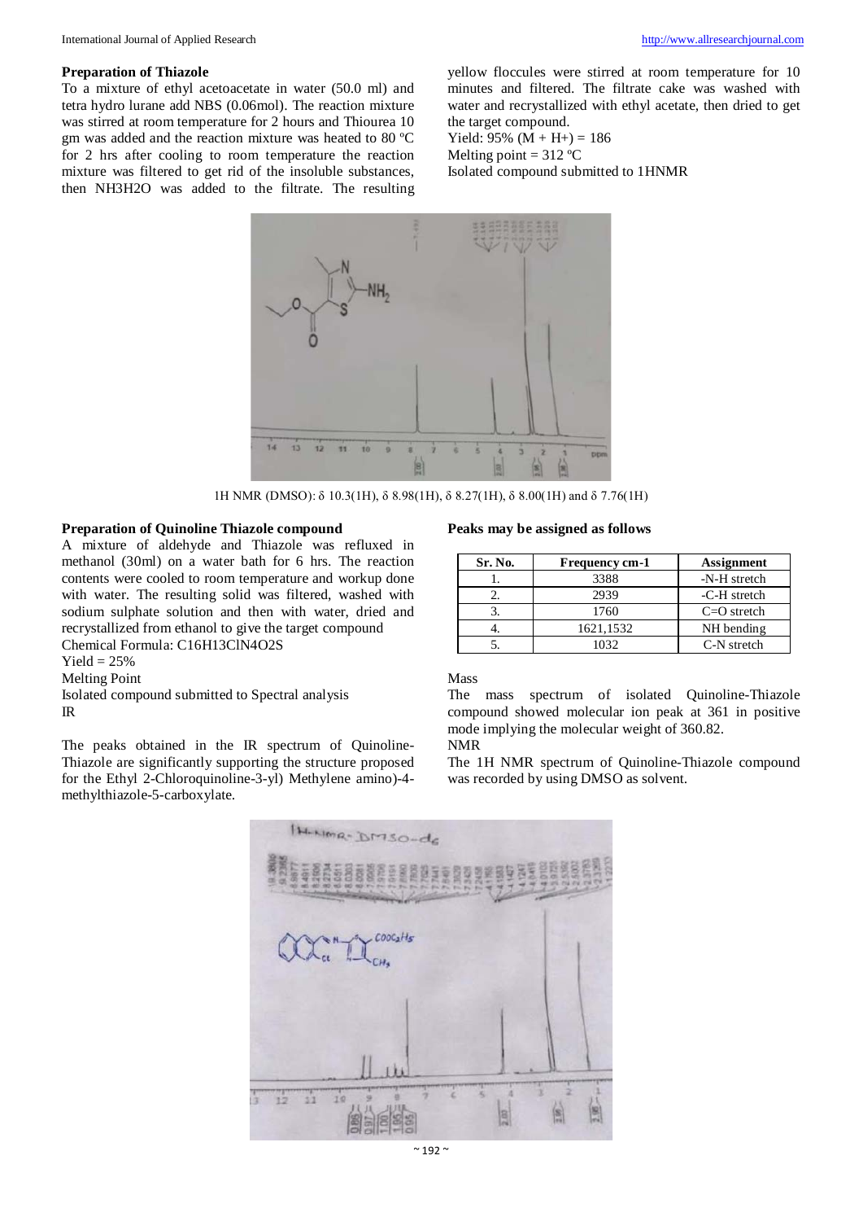**Preparation of Thiazole**

To a mixture of ethyl acetoacetate in water (50.0 ml) and tetra hydro lurane add NBS (0.06mol). The reaction mixture was stirred at room temperature for 2 hours and Thiourea 10 gm was added and the reaction mixture was heated to 80 ºC for 2 hrs after cooling to room temperature the reaction mixture was filtered to get rid of the insoluble substances, then NH3H2O was added to the filtrate. The resulting yellow floccules were stirred at room temperature for 10 minutes and filtered. The filtrate cake was washed with water and recrystallized with ethyl acetate, then dried to get the target compound.

Yield: 95% (M + H+) = 186

Melting point = 312 ºC

Isolated compound submitted to 1HNMR

1H NMR (DMSO): δ 10.3(1H), δ 8.98(1H), δ 8.27(1H), δ 8.00(1H) and δ 7.76(1H)

**Preparation of Quinoline Thiazole compound**

A mixture of aldehyde and Thiazole was refluxed in methanol (30ml) on a water bath for 6 hrs. The reaction contents were cooled to room temperature and workup done with water. The resulting solid was filtered, washed with sodium sulphate solution and then with water, dried and recrystallized from ethanol to give the target compound

Chemical Formula: C16H13ClN4O2S

Yield = 25%

Melting Point

Isolated compound submitted to Spectral analysis

IR

The peaks obtained in the IR spectrum of Quinoline-Thiazole are significantly supporting the structure proposed for the Ethyl 2-Chloroquinoline-3-yl) Methylene amino)-4-methylthiazole-5-carboxylate.

**Peaks may be assigned as follows**

| Sr. No. | Frequency cm-1 | Assignment |
|---|---|---|
| 1. | 3388 | -N-H stretch |
| 2. | 2939 | -C-H stretch |
| 3. | 1760 | C=O stretch |
| 4. | 1621,1532 | NH bending |
| 5. | 1032 | C-N stretch |

Mass

The mass spectrum of isolated Quinoline-Thiazole compound showed molecular ion peak at 361 in positive mode implying the molecular weight of 360.82.

NMR

The 1H NMR spectrum of Quinoline-Thiazole compound was recorded by using DMSO as solvent.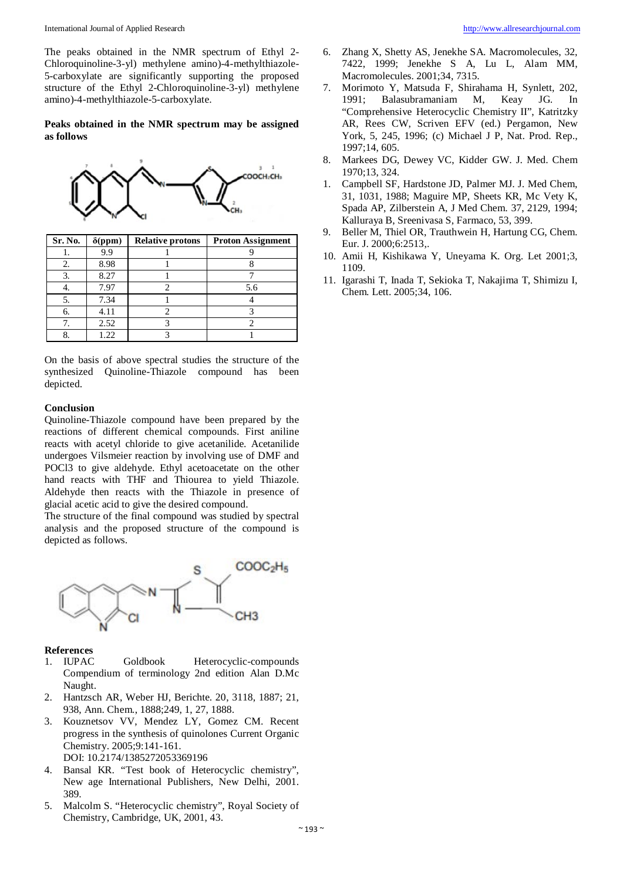The peaks obtained in the NMR spectrum of Ethyl 2-Chloroquinoline-3-yl) methylene amino)-4-methylthiazole-5-carboxylate are significantly supporting the proposed structure of the Ethyl 2-Chloroquinoline-3-yl) methylene amino)-4-methylthiazole-5-carboxylate.

**Peaks obtained in the NMR spectrum may be assigned as follows**

| Sr. No. | δ(ppm) | Relative protons | Proton Assignment |
|---|---|---|---|
| 1. | 9.9 | 1 | 9 |
| 2. | 8.98 | 1 | 8 |
| 3. | 8.27 | 1 | 7 |
| 4. | 7.97 | 2 | 5.6 |
| 5. | 7.34 | 1 | 4 |
| 6. | 4.11 | 2 | 3 |
| 7. | 2.52 | 3 | 2 |
| 8. | 1.22 | 3 | 1 |

On the basis of above spectral studies the structure of the synthesized Quinoline-Thiazole compound has been depicted.

## Conclusion

Quinoline-Thiazole compound have been prepared by the reactions of different chemical compounds. First aniline reacts with acetyl chloride to give acetanilide. Acetanilide undergoes Vilsmeier reaction by involving use of DMF and POCl3 to give aldehyde. Ethyl acetoacetate on the other hand reacts with THF and Thiourea to yield Thiazole. Aldehyde then reacts with the Thiazole in presence of glacial acetic acid to give the desired compound.

The structure of the final compound was studied by spectral analysis and the proposed structure of the compound is depicted as follows.

## References

1. IUPAC Goldbook Heterocyclic-compounds Compendium of terminology 2nd edition Alan D.Mc Naught.
2. Hantzsch AR, Weber HJ, Berichte. 20, 3118, 1887; 21, 938, Ann. Chem., 1888;249, 1, 27, 1888.
3. Kouznetsov VV, Mendez LY, Gomez CM. Recent progress in the synthesis of quinolones Current Organic Chemistry. 2005;9:141-161. DOI: 10.2174/1385272053369196
4. Bansal KR. "Test book of Heterocyclic chemistry", New age International Publishers, New Delhi, 2001. 389.
5. Malcolm S. "Heterocyclic chemistry", Royal Society of Chemistry, Cambridge, UK, 2001, 43.
6. Zhang X, Shetty AS, Jenekhe SA. Macromolecules, 32, 7422, 1999; Jenekhe S A, Lu L, Alam MM, Macromolecules. 2001;34, 7315.
7. Morimoto Y, Matsuda F, Shirahama H, Synlett, 202, 1991; Balasubramaniam M, Keay JG. In "Comprehensive Heterocyclic Chemistry II", Katritzky AR, Rees CW, Scriven EFV (ed.) Pergamon, New York, 5, 245, 1996; (c) Michael J P, Nat. Prod. Rep., 1997;14, 605.
8. Markees DG, Dewey VC, Kidder GW. J. Med. Chem 1970;13, 324.
1. Campbell SF, Hardstone JD, Palmer MJ. J. Med Chem, 31, 1031, 1988; Maguire MP, Sheets KR, Mc Vety K, Spada AP, Zilberstein A, J Med Chem. 37, 2129, 1994; Kalluraya B, Sreenivasa S, Farmaco, 53, 399.
9. Beller M, Thiel OR, Trauthwein H, Hartung CG, Chem. Eur. J. 2000;6:2513,.
10. Amii H, Kishikawa Y, Uneyama K. Org. Let 2001;3, 1109.
11. Igarashi T, Inada T, Sekioka T, Nakajima T, Shimizu I, Chem. Lett. 2005;34, 106.